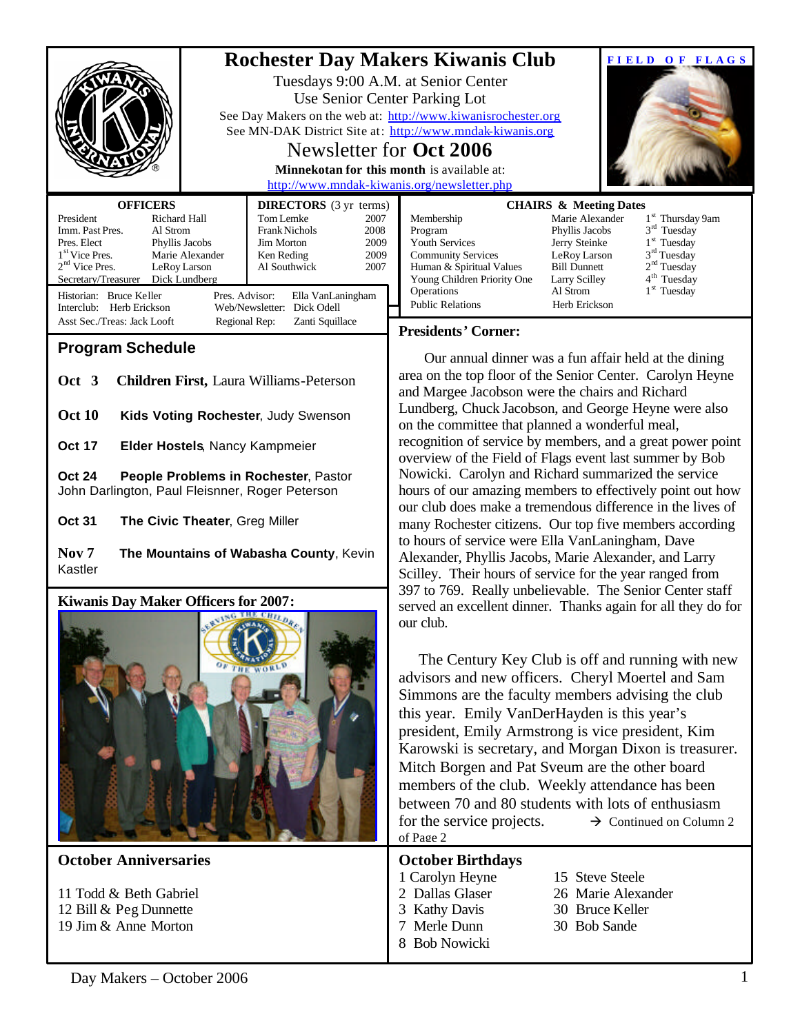# Rochester Day Makers Kiwanis Club

Tuesdays 9:00 A.M. at Senior Center
Use Senior Center Parking Lot
See Day Makers on the web at: http://www.kiwanisrochester.org
See MN-DAK District Site at: http://www.mndak-kiwanis.org

## Newsletter for Oct 2006

**Minnekotan for this month** is available at:
http://www.mndak-kiwanis.org/newsletter.php

FIELD OF FLAGS

**OFFICERS**

| | |
|---|---|
| President | Richard Hall |
| Imm. Past Pres. | Al Strom |
| Pres. Elect | Phyllis Jacobs |
| 1st Vice Pres. | Marie Alexander |
| 2nd Vice Pres. | LeRoy Larson |
| Secretary/Treasurer | Dick Lundberg |

**DIRECTORS** (3 yr terms)

| | |
|---|---|
| Tom Lemke | 2007 |
| Frank Nichols | 2008 |
| Jim Morton | 2009 |
| Ken Reding | 2009 |
| Al Southwick | 2007 |

Historian: Bruce Keller
Interclub: Herb Erickson
Asst Sec./Treas: Jack Looft
Pres. Advisor: Ella VanLaningham
Web/Newsletter: Dick Odell
Regional Rep: Zanti Squillace

**CHAIRS & Meeting Dates**

| | | |
|---|---|---|
| Membership | Marie Alexander | 1st Thursday 9am |
| Program | Phyllis Jacobs | 3rd Tuesday |
| Youth Services | Jerry Steinke | 1st Tuesday |
| Community Services | LeRoy Larson | 3rd Tuesday |
| Human & Spiritual Values | Bill Dunnett | 2nd Tuesday |
| Young Children Priority One | Larry Scilley | 4th Tuesday |
| Operations | Al Strom | 1st Tuesday |
| Public Relations | Herb Erickson | |

## Program Schedule

**Oct 3** **Children First,** Laura Williams-Peterson

**Oct 10** **Kids Voting Rochester**, Judy Swenson

**Oct 17** **Elder Hostels**, Nancy Kampmeier

**Oct 24** **People Problems in Rochester**, Pastor John Darlington, Paul Fleisner, Roger Peterson

**Oct 31** **The Civic Theater**, Greg Miller

**Nov 7** **The Mountains of Wabasha County**, Kevin Kastler

**Kiwanis Day Maker Officers for 2007:**

## Presidents' Corner:

Our annual dinner was a fun affair held at the dining area on the top floor of the Senior Center. Carolyn Heyne and Margee Jacobson were the chairs and Richard Lundberg, Chuck Jacobson, and George Heyne were also on the committee that planned a wonderful meal, recognition of service by members, and a great power point overview of the Field of Flags event last summer by Bob Nowicki. Carolyn and Richard summarized the service hours of our amazing members to effectively point out how our club does make a tremendous difference in the lives of many Rochester citizens. Our top five members according to hours of service were Ella VanLaningham, Dave Alexander, Phyllis Jacobs, Marie Alexander, and Larry Scilley. Their hours of service for the year ranged from 397 to 769. Really unbelievable. The Senior Center staff served an excellent dinner. Thanks again for all they do for our club.

The Century Key Club is off and running with new advisors and new officers. Cheryl Moertel and Sam Simmons are the faculty members advising the club this year. Emily VanDerHayden is this year's president, Emily Armstrong is vice president, Kim Karowski is secretary, and Morgan Dixon is treasurer. Mitch Borgen and Pat Sveum are the other board members of the club. Weekly attendance has been between 70 and 80 students with lots of enthusiasm for the service projects. → Continued on Column 2 of Page 2

**October Anniversaries**

11 Todd & Beth Gabriel
12 Bill & Peg Dunnette
19 Jim & Anne Morton

**October Birthdays**

1 Carolyn Heyne
2 Dallas Glaser
3 Kathy Davis
7 Merle Dunn
8 Bob Nowicki
15 Steve Steele
26 Marie Alexander
30 Bruce Keller
30 Bob Sande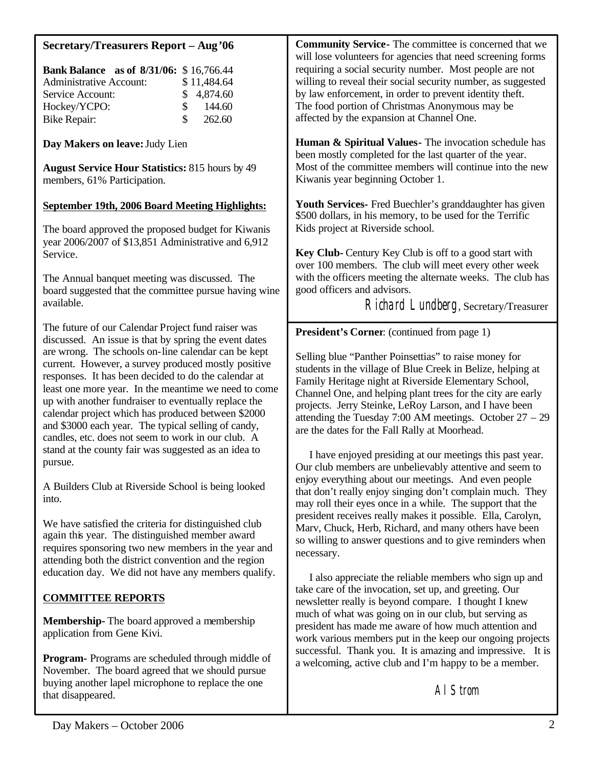## Secretary/Treasurers Report – Aug '06

| **Bank Balance as of 8/31/06:** | $ 16,766.44 |
|---|---|
| Administrative Account: | $ 11,484.64 |
| Service Account: | $ 4,874.60 |
| Hockey/YCPO: | $ 144.60 |
| Bike Repair: | $ 262.60 |

**Day Makers on leave:** Judy Lien

**August Service Hour Statistics:** 815 hours by 49 members, 61% Participation.

### September 19th, 2006 Board Meeting Highlights:

The board approved the proposed budget for Kiwanis year 2006/2007 of $13,851 Administrative and 6,912 Service.

The Annual banquet meeting was discussed. The board suggested that the committee pursue having wine available.

The future of our Calendar Project fund raiser was discussed. An issue is that by spring the event dates are wrong. The schools on-line calendar can be kept current. However, a survey produced mostly positive responses. It has been decided to do the calendar at least one more year. In the meantime we need to come up with another fundraiser to eventually replace the calendar project which has produced between $2000 and $3000 each year. The typical selling of candy, candles, etc. does not seem to work in our club. A stand at the county fair was suggested as an idea to pursue.

A Builders Club at Riverside School is being looked into.

We have satisfied the criteria for distinguished club again this year. The distinguished member award requires sponsoring two new members in the year and attending both the district convention and the region education day. We did not have any members qualify.

### COMMITTEE REPORTS

**Membership**- The board approved a membership application from Gene Kivi.

**Program**- Programs are scheduled through middle of November. The board agreed that we should pursue buying another lapel microphone to replace the one that disappeared.

**Community Service**- The committee is concerned that we will lose volunteers for agencies that need screening forms requiring a social security number. Most people are not willing to reveal their social security number, as suggested by law enforcement, in order to prevent identity theft. The food portion of Christmas Anonymous may be affected by the expansion at Channel One.

**Human & Spiritual Values**- The invocation schedule has been mostly completed for the last quarter of the year. Most of the committee members will continue into the new Kiwanis year beginning October 1.

**Youth Services**- Fred Buechler's granddaughter has given $500 dollars, in his memory, to be used for the Terrific Kids project at Riverside school.

**Key Club**- Century Key Club is off to a good start with over 100 members. The club will meet every other week with the officers meeting the alternate weeks. The club has good officers and advisors.

*Richard Lundberg*, Secretary/Treasurer

**President's Corner**: (continued from page 1)

Selling blue "Panther Poinsettias" to raise money for students in the village of Blue Creek in Belize, helping at Family Heritage night at Riverside Elementary School, Channel One, and helping plant trees for the city are early projects. Jerry Steinke, LeRoy Larson, and I have been attending the Tuesday 7:00 AM meetings. October 27 – 29 are the dates for the Fall Rally at Moorhead.

I have enjoyed presiding at our meetings this past year. Our club members are unbelievably attentive and seem to enjoy everything about our meetings. And even people that don't really enjoy singing don't complain much. They may roll their eyes once in a while. The support that the president receives really makes it possible. Ella, Carolyn, Marv, Chuck, Herb, Richard, and many others have been so willing to answer questions and to give reminders when necessary.

I also appreciate the reliable members who sign up and take care of the invocation, set up, and greeting. Our newsletter really is beyond compare. I thought I knew much of what was going on in our club, but serving as president has made me aware of how much attention and work various members put in the keep our ongoing projects successful. Thank you. It is amazing and impressive. It is a welcoming, active club and I'm happy to be a member.

*Al Strom*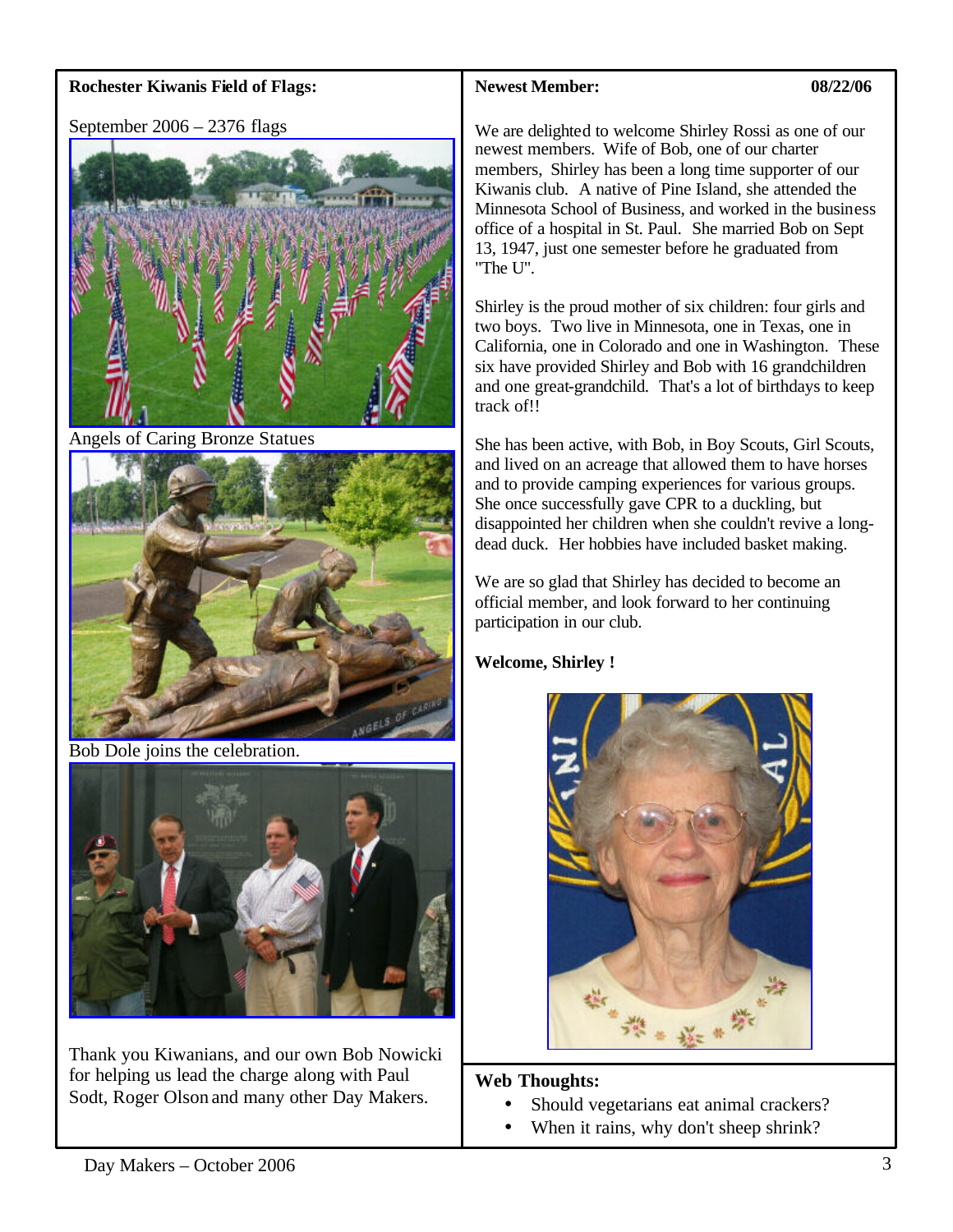**Rochester Kiwanis Field of Flags:**

September 2006 – 2376 flags

Angels of Caring Bronze Statues

Bob Dole joins the celebration.

Thank you Kiwanians, and our own Bob Nowicki for helping us lead the charge along with Paul Sodt, Roger Olson and many other Day Makers.

**Newest Member:** **08/22/06**

We are delighted to welcome Shirley Rossi as one of our newest members. Wife of Bob, one of our charter members, Shirley has been a long time supporter of our Kiwanis club. A native of Pine Island, she attended the Minnesota School of Business, and worked in the business office of a hospital in St. Paul. She married Bob on Sept 13, 1947, just one semester before he graduated from "The U".

Shirley is the proud mother of six children: four girls and two boys. Two live in Minnesota, one in Texas, one in California, one in Colorado and one in Washington. These six have provided Shirley and Bob with 16 grandchildren and one great-grandchild. That's a lot of birthdays to keep track of!!

She has been active, with Bob, in Boy Scouts, Girl Scouts, and lived on an acreage that allowed them to have horses and to provide camping experiences for various groups. She once successfully gave CPR to a duckling, but disappointed her children when she couldn't revive a long-dead duck. Her hobbies have included basket making.

We are so glad that Shirley has decided to become an official member, and look forward to her continuing participation in our club.

**Welcome, Shirley !**

**Web Thoughts:**

- Should vegetarians eat animal crackers?
- When it rains, why don't sheep shrink?